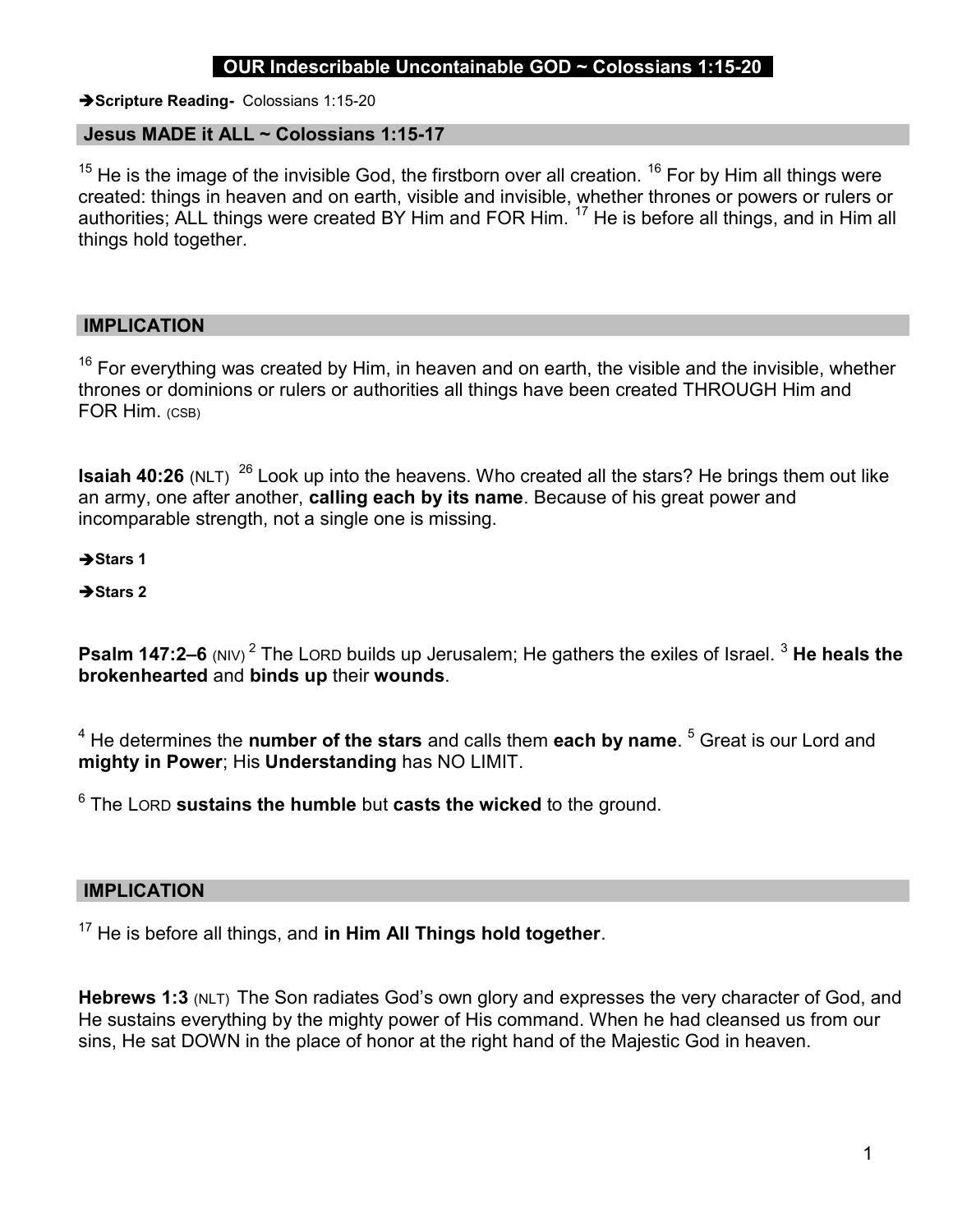# OUR Indescribable Uncontainable GOD ~ Colossians 1:15-20

➔**Scripture Reading-** Colossians 1:15-20

## Jesus MADE it ALL ~ Colossians 1:15-17

[15] He is the image of the invisible God, the firstborn over all creation. [16] For by Him all things were created: things in heaven and on earth, visible and invisible, whether thrones or powers or rulers or authorities; ALL things were created BY Him and FOR Him. [17] He is before all things, and in Him all things hold together.

## IMPLICATION

[16] For everything was created by Him, in heaven and on earth, the visible and the invisible, whether thrones or dominions or rulers or authorities all things have been created THROUGH Him and FOR Him. (CSB)

**Isaiah 40:26** (NLT) [26] Look up into the heavens. Who created all the stars? He brings them out like an army, one after another, **calling each by its name**. Because of his great power and incomparable strength, not a single one is missing.

➔**Stars 1**

➔**Stars 2**

**Psalm 147:2–6** (NIV) [2] The LORD builds up Jerusalem; He gathers the exiles of Israel. [3] **He heals the brokenhearted** and **binds up** their **wounds**.

[4] He determines the **number of the stars** and calls them **each by name**. [5] Great is our Lord and **mighty in Power**; His **Understanding** has NO LIMIT.

[6] The LORD **sustains the humble** but **casts the wicked** to the ground.

## IMPLICATION

[17] He is before all things, and **in Him All Things hold together**.

**Hebrews 1:3** (NLT) The Son radiates God's own glory and expresses the very character of God, and He sustains everything by the mighty power of His command. When he had cleansed us from our sins, He sat DOWN in the place of honor at the right hand of the Majestic God in heaven.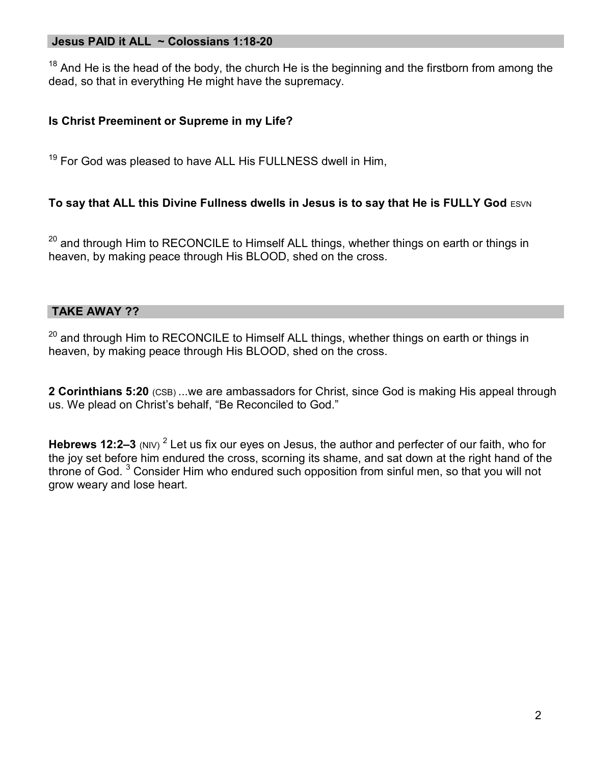## Jesus PAID it ALL ~ Colossians 1:18-20

[18] And He is the head of the body, the church He is the beginning and the firstborn from among the dead, so that in everything He might have the supremacy.

**Is Christ Preeminent or Supreme in my Life?**

[19] For God was pleased to have ALL His FULLNESS dwell in Him,

**To say that ALL this Divine Fullness dwells in Jesus is to say that He is FULLY God** ESVN

[20] and through Him to RECONCILE to Himself ALL things, whether things on earth or things in heaven, by making peace through His BLOOD, shed on the cross.

## TAKE AWAY ??

[20] and through Him to RECONCILE to Himself ALL things, whether things on earth or things in heaven, by making peace through His BLOOD, shed on the cross.

**2 Corinthians 5:20** (CSB) ...we are ambassadors for Christ, since God is making His appeal through us. We plead on Christ's behalf, "Be Reconciled to God."

**Hebrews 12:2–3** (NIV) [2] Let us fix our eyes on Jesus, the author and perfecter of our faith, who for the joy set before him endured the cross, scorning its shame, and sat down at the right hand of the throne of God. [3] Consider Him who endured such opposition from sinful men, so that you will not grow weary and lose heart.